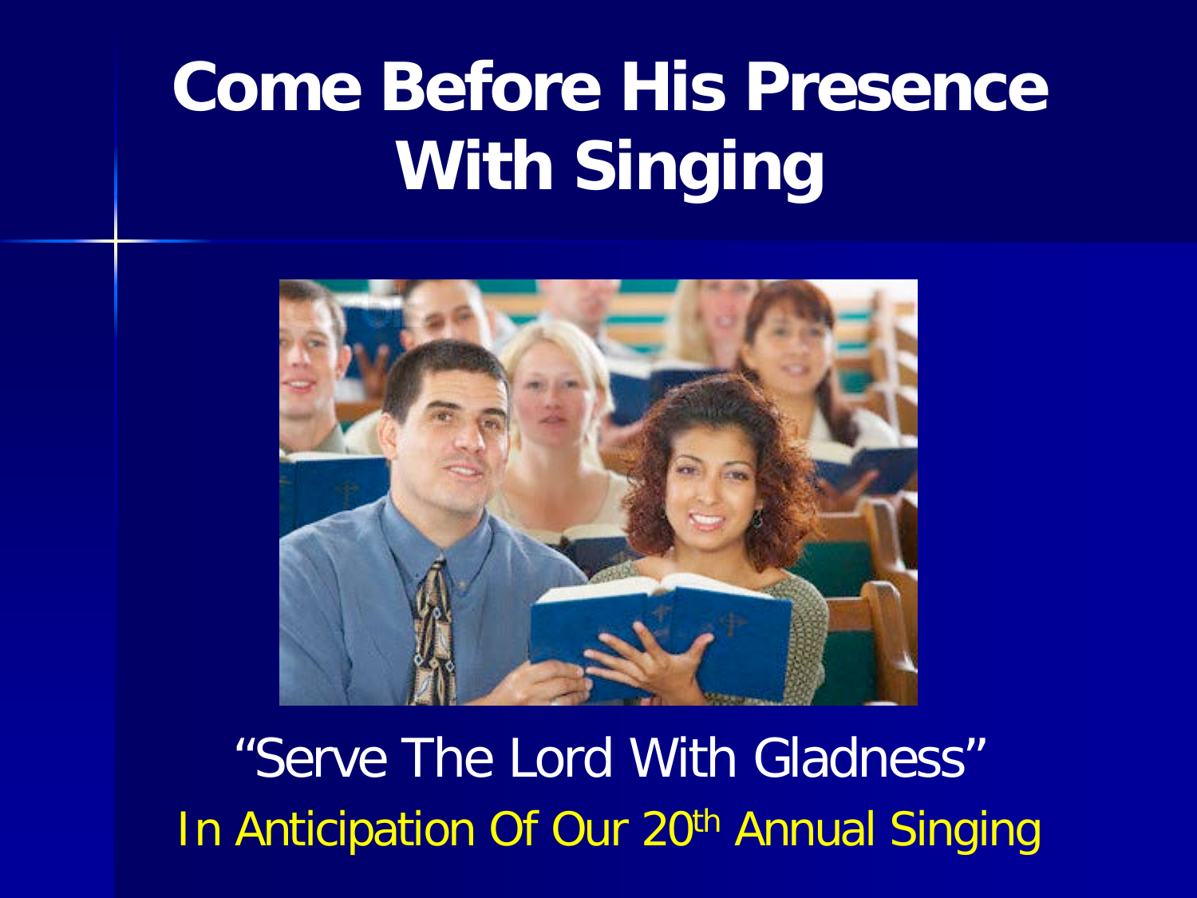# Come Before His Presence With Singing

"Serve The Lord With Gladness"

In Anticipation Of Our 20th Annual Singing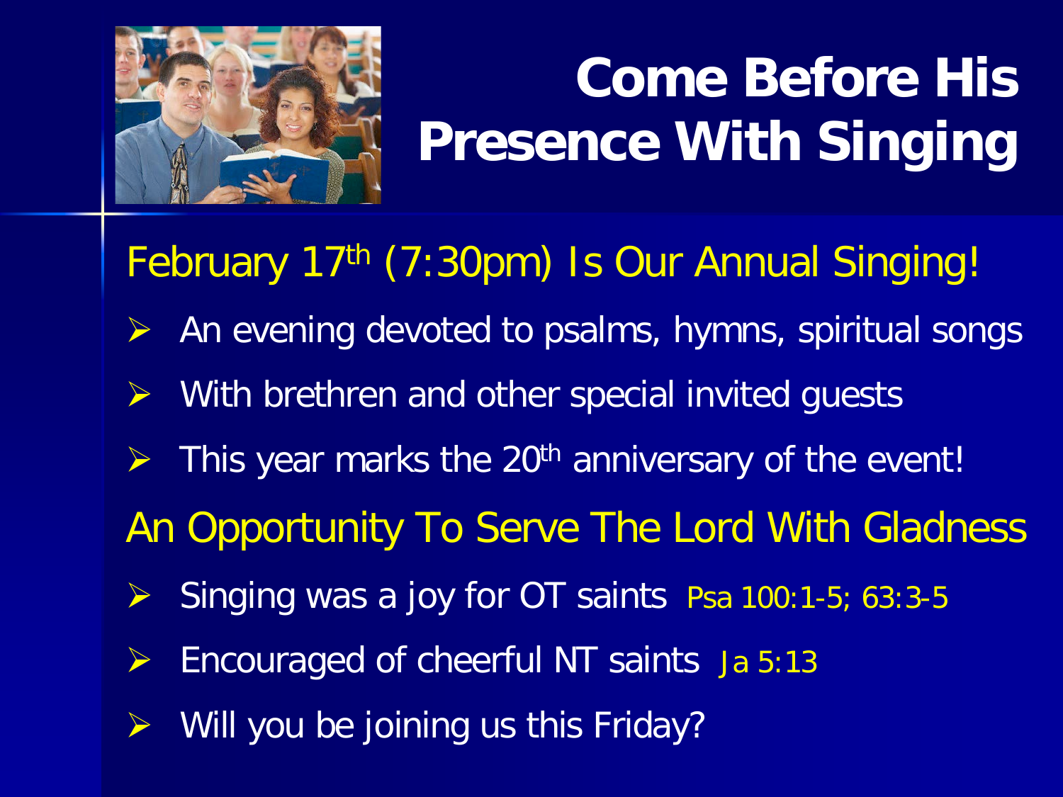# Come Before His Presence With Singing

## February 17th (7:30pm) Is Our Annual Singing!

- An evening devoted to psalms, hymns, spiritual songs
- With brethren and other special invited guests
- This year marks the 20th anniversary of the event!

## An Opportunity To Serve The Lord With Gladness

- Singing was a joy for OT saints Psa 100:1-5; 63:3-5
- Encouraged of cheerful NT saints Ja 5:13
- Will you be joining us this Friday?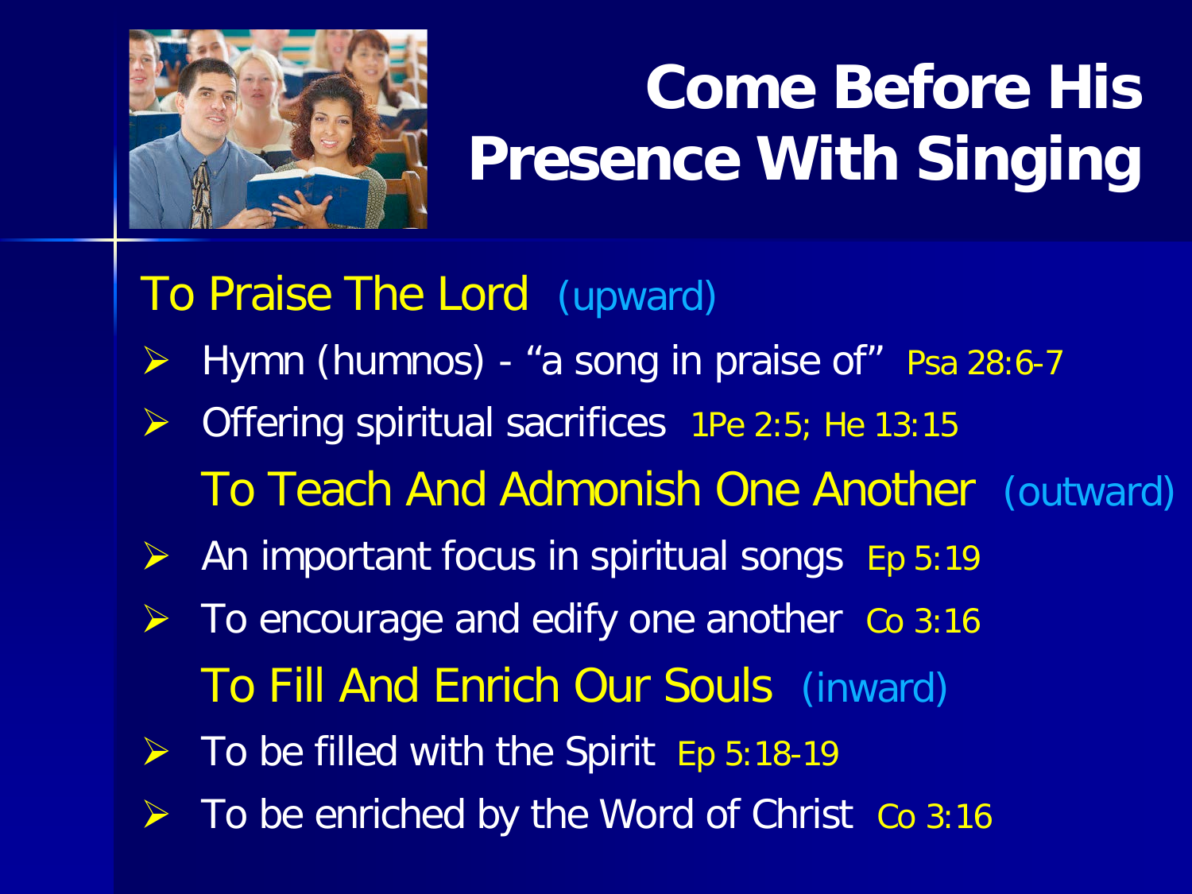# Come Before His Presence With Singing

## To Praise The Lord (upward)

- Hymn (humnos) - "a song in praise of" Psa 28:6-7
- Offering spiritual sacrifices 1Pe 2:5; He 13:15

## To Teach And Admonish One Another (outward)

- An important focus in spiritual songs Ep 5:19
- To encourage and edify one another Co 3:16

## To Fill And Enrich Our Souls (inward)

- To be filled with the Spirit Ep 5:18-19
- To be enriched by the Word of Christ Co 3:16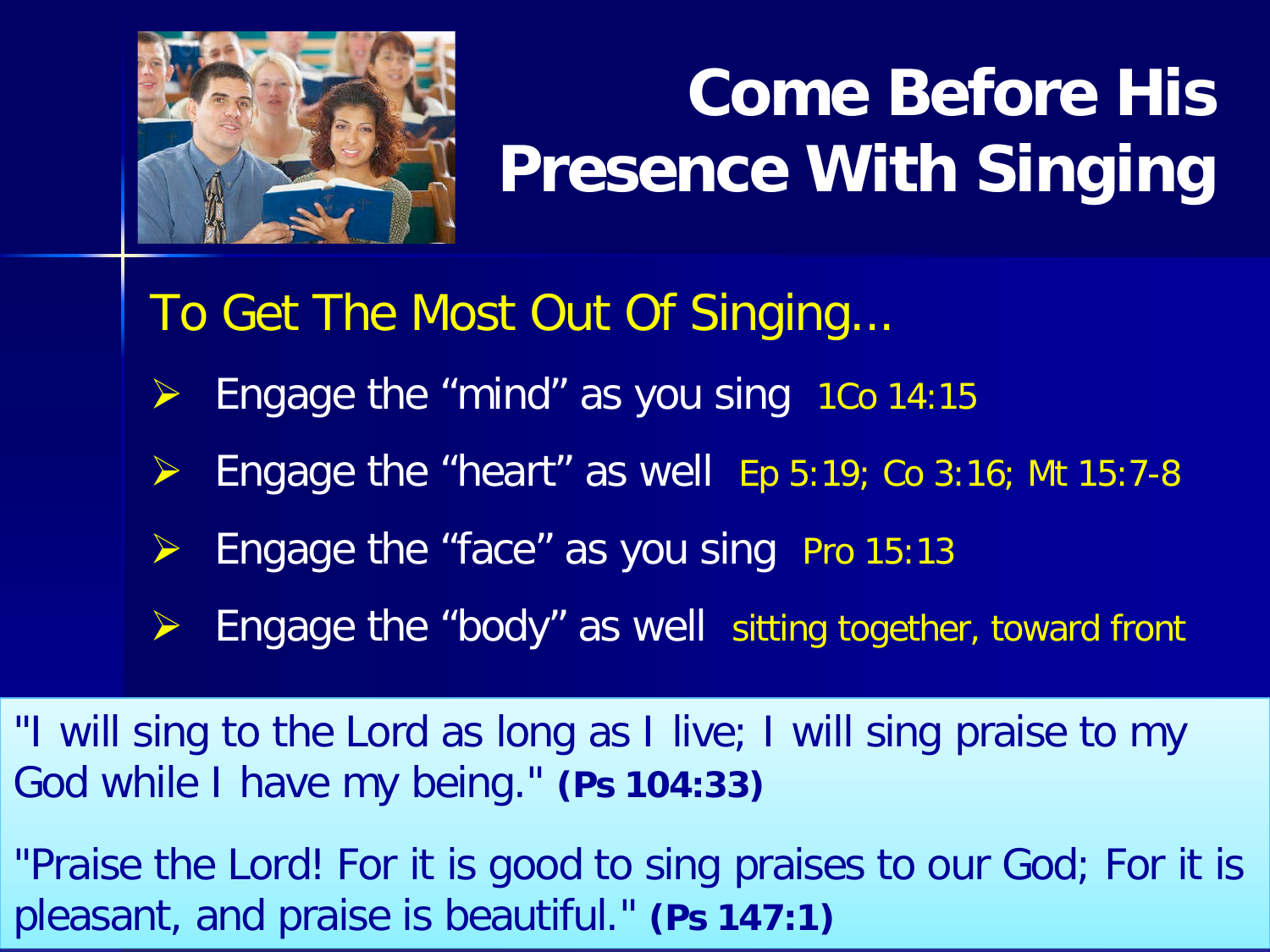# Come Before His Presence With Singing

## To Get The Most Out Of Singing…

- Engage the “mind” as you sing 1Co 14:15
- Engage the “heart” as well Ep 5:19; Co 3:16; Mt 15:7-8
- Engage the “face” as you sing Pro 15:13
- Engage the “body” as well sitting together, toward front

"I will sing to the Lord as long as I live; I will sing praise to my God while I have my being." **(Ps 104:33)**

"Praise the Lord! For it is good to sing praises to our God; For it is pleasant, and praise is beautiful." **(Ps 147:1)**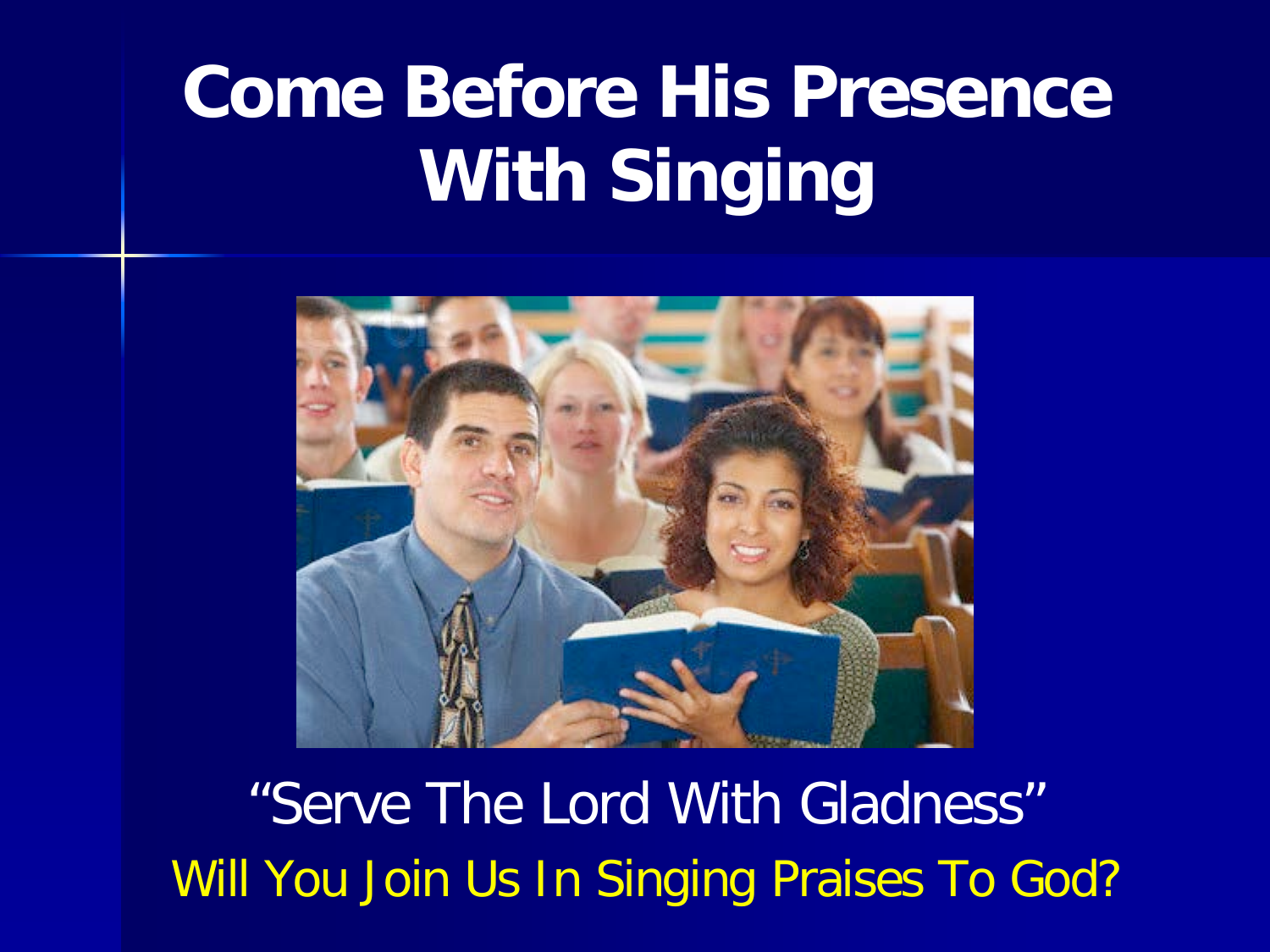# Come Before His Presence With Singing

"Serve The Lord With Gladness"

Will You Join Us In Singing Praises To God?